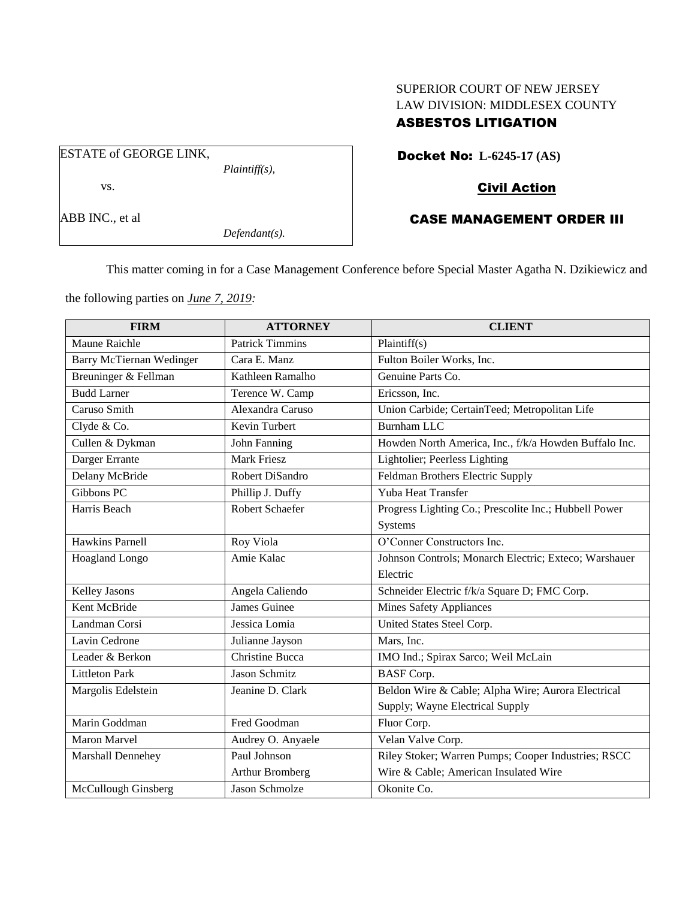SUPERIOR COURT OF NEW JERSEY
LAW DIVISION: MIDDLESEX COUNTY
**ASBESTOS LITIGATION**

| ESTATE of GEORGE LINK, | |
|---|---|
| | *Plaintiff(s),* |
| vs. | |
| ABB INC., et al | |
| | *Defendant(s).* |

**Docket No: L-6245-17 (AS)**

**Civil Action**

**CASE MANAGEMENT ORDER III**

This matter coming in for a Case Management Conference before Special Master Agatha N. Dzikiewicz and the following parties on ***June 7, 2019:***

| FIRM | ATTORNEY | CLIENT |
|---|---|---|
| Maune Raichle | Patrick Timmins | Plaintiff(s) |
| Barry McTiernan Wedinger | Cara E. Manz | Fulton Boiler Works, Inc. |
| Breuninger & Fellman | Kathleen Ramalho | Genuine Parts Co. |
| Budd Larner | Terence W. Camp | Ericsson, Inc. |
| Caruso Smith | Alexandra Caruso | Union Carbide; CertainTeed; Metropolitan Life |
| Clyde & Co. | Kevin Turbert | Burnham LLC |
| Cullen & Dykman | John Fanning | Howden North America, Inc., f/k/a Howden Buffalo Inc. |
| Darger Errante | Mark Friesz | Lightolier; Peerless Lighting |
| Delany McBride | Robert DiSandro | Feldman Brothers Electric Supply |
| Gibbons PC | Phillip J. Duffy | Yuba Heat Transfer |
| Harris Beach | Robert Schaefer | Progress Lighting Co.; Prescolite Inc.; Hubbell Power Systems |
| Hawkins Parnell | Roy Viola | O'Conner Constructors Inc. |
| Hoagland Longo | Amie Kalac | Johnson Controls; Monarch Electric; Exteco; Warshauer Electric |
| Kelley Jasons | Angela Caliendo | Schneider Electric f/k/a Square D; FMC Corp. |
| Kent McBride | James Guinee | Mines Safety Appliances |
| Landman Corsi | Jessica Lomia | United States Steel Corp. |
| Lavin Cedrone | Julianne Jayson | Mars, Inc. |
| Leader & Berkon | Christine Bucca | IMO Ind.; Spirax Sarco; Weil McLain |
| Littleton Park | Jason Schmitz | BASF Corp. |
| Margolis Edelstein | Jeanine D. Clark | Beldon Wire & Cable; Alpha Wire; Aurora Electrical Supply; Wayne Electrical Supply |
| Marin Goddman | Fred Goodman | Fluor Corp. |
| Maron Marvel | Audrey O. Anyaele | Velan Valve Corp. |
| Marshall Dennehey | Paul Johnson<br>Arthur Bromberg | Riley Stoker; Warren Pumps; Cooper Industries; RSCC Wire & Cable; American Insulated Wire |
| McCullough Ginsberg | Jason Schmolze | Okonite Co. |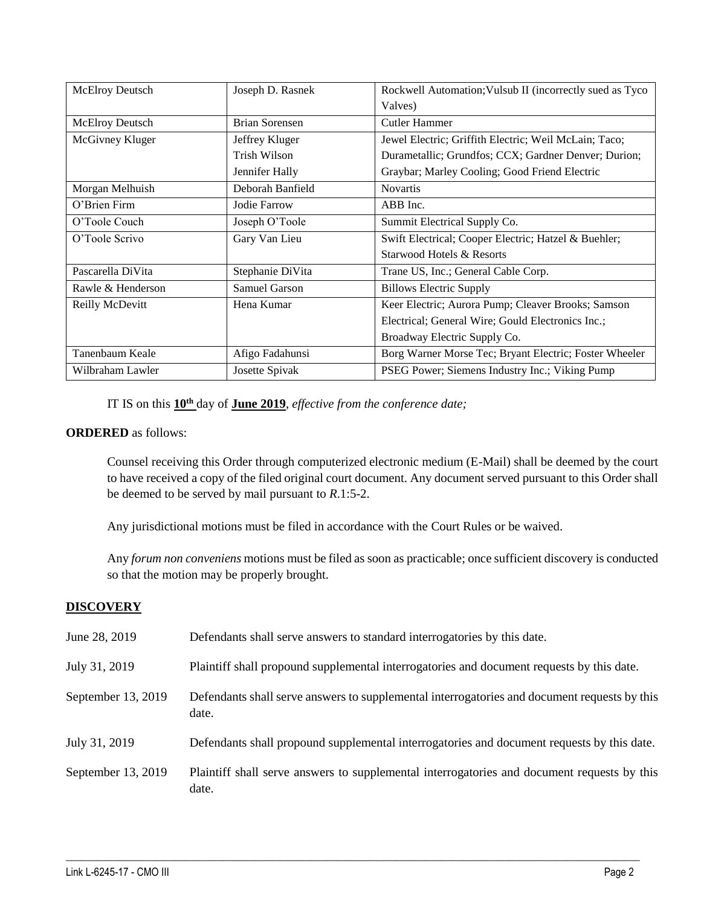| McElroy Deutsch | Joseph D. Rasnek | Rockwell Automation; Vulsub II (incorrectly sued as Tyco Valves) |
|---|---|---|
| McElroy Deutsch | Brian Sorensen | Cutler Hammer |
| McGivney Kluger | Jeffrey Kluger<br>Trish Wilson<br>Jennifer Hally | Jewel Electric; Griffith Electric; Weil McLain; Taco; Durametallic; Grundfos; CCX; Gardner Denver; Durion; Graybar; Marley Cooling; Good Friend Electric |
| Morgan Melhuish | Deborah Banfield | Novartis |
| O'Brien Firm | Jodie Farrow | ABB Inc. |
| O'Toole Couch | Joseph O'Toole | Summit Electrical Supply Co. |
| O'Toole Scrivo | Gary Van Lieu | Swift Electrical; Cooper Electric; Hatzel & Buehler; Starwood Hotels & Resorts |
| Pascarella DiVita | Stephanie DiVita | Trane US, Inc.; General Cable Corp. |
| Rawle & Henderson | Samuel Garson | Billows Electric Supply |
| Reilly McDevitt | Hena Kumar | Keer Electric; Aurora Pump; Cleaver Brooks; Samson Electrical; General Wire; Gould Electronics Inc.; Broadway Electric Supply Co. |
| Tanenbaum Keale | Afigo Fadahunsi | Borg Warner Morse Tec; Bryant Electric; Foster Wheeler |
| Wilbraham Lawler | Josette Spivak | PSEG Power; Siemens Industry Inc.; Viking Pump |

IT IS on this **10th** day of **June 2019**, *effective from the conference date;*

**ORDERED** as follows:

Counsel receiving this Order through computerized electronic medium (E-Mail) shall be deemed by the court to have received a copy of the filed original court document. Any document served pursuant to this Order shall be deemed to be served by mail pursuant to *R*.1:5-2.

Any jurisdictional motions must be filed in accordance with the Court Rules or be waived.

Any *forum non conveniens* motions must be filed as soon as practicable; once sufficient discovery is conducted so that the motion may be properly brought.

## DISCOVERY

| | |
|---|---|
| June 28, 2019 | Defendants shall serve answers to standard interrogatories by this date. |
| July 31, 2019 | Plaintiff shall propound supplemental interrogatories and document requests by this date. |
| September 13, 2019 | Defendants shall serve answers to supplemental interrogatories and document requests by this date. |
| July 31, 2019 | Defendants shall propound supplemental interrogatories and document requests by this date. |
| September 13, 2019 | Plaintiff shall serve answers to supplemental interrogatories and document requests by this date. |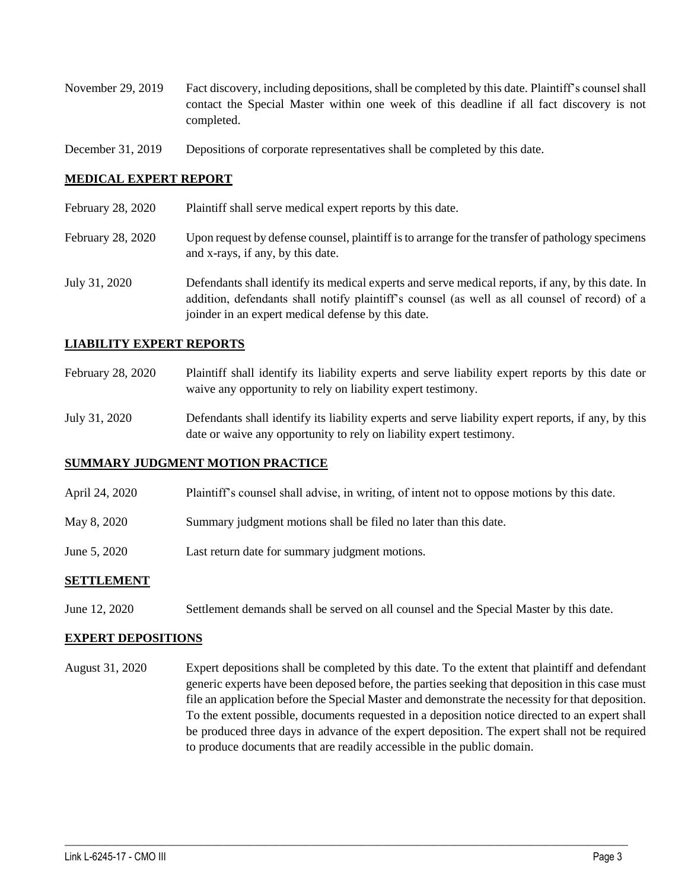November 29, 2019 Fact discovery, including depositions, shall be completed by this date. Plaintiff's counsel shall contact the Special Master within one week of this deadline if all fact discovery is not completed.

December 31, 2019 Depositions of corporate representatives shall be completed by this date.

## MEDICAL EXPERT REPORT

February 28, 2020 Plaintiff shall serve medical expert reports by this date.

February 28, 2020 Upon request by defense counsel, plaintiff is to arrange for the transfer of pathology specimens and x-rays, if any, by this date.

July 31, 2020 Defendants shall identify its medical experts and serve medical reports, if any, by this date. In addition, defendants shall notify plaintiff's counsel (as well as all counsel of record) of a joinder in an expert medical defense by this date.

## LIABILITY EXPERT REPORTS

February 28, 2020 Plaintiff shall identify its liability experts and serve liability expert reports by this date or waive any opportunity to rely on liability expert testimony.

July 31, 2020 Defendants shall identify its liability experts and serve liability expert reports, if any, by this date or waive any opportunity to rely on liability expert testimony.

## SUMMARY JUDGMENT MOTION PRACTICE

April 24, 2020 Plaintiff's counsel shall advise, in writing, of intent not to oppose motions by this date.

May 8, 2020 Summary judgment motions shall be filed no later than this date.

June 5, 2020 Last return date for summary judgment motions.

## SETTLEMENT

June 12, 2020 Settlement demands shall be served on all counsel and the Special Master by this date.

## EXPERT DEPOSITIONS

August 31, 2020 Expert depositions shall be completed by this date. To the extent that plaintiff and defendant generic experts have been deposed before, the parties seeking that deposition in this case must file an application before the Special Master and demonstrate the necessity for that deposition. To the extent possible, documents requested in a deposition notice directed to an expert shall be produced three days in advance of the expert deposition. The expert shall not be required to produce documents that are readily accessible in the public domain.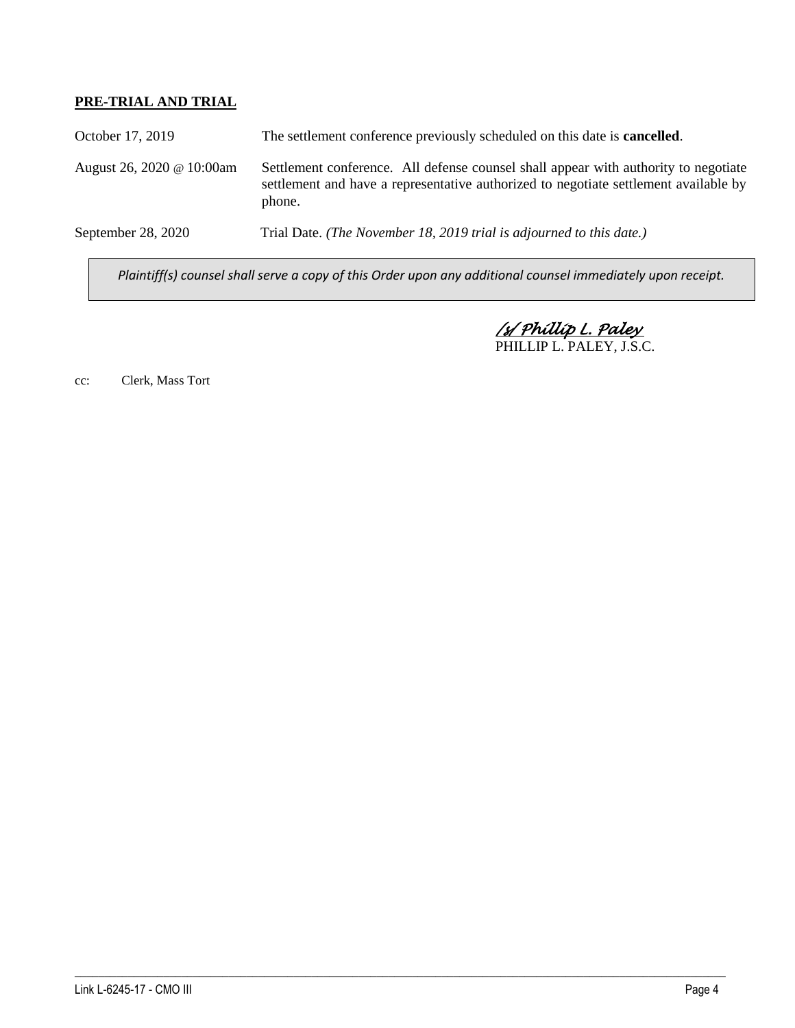**PRE-TRIAL AND TRIAL**

| | |
|---|---|
| October 17, 2019 | The settlement conference previously scheduled on this date is **cancelled**. |
| August 26, 2020 @ 10:00am | Settlement conference. All defense counsel shall appear with authority to negotiate settlement and have a representative authorized to negotiate settlement available by phone. |
| September 28, 2020 | Trial Date. *(The November 18, 2019 trial is adjourned to this date.)* |

*Plaintiff(s) counsel shall serve a copy of this Order upon any additional counsel immediately upon receipt.*

*/s/ Phillip L. Paley*
PHILLIP L. PALEY, J.S.C.

cc: Clerk, Mass Tort